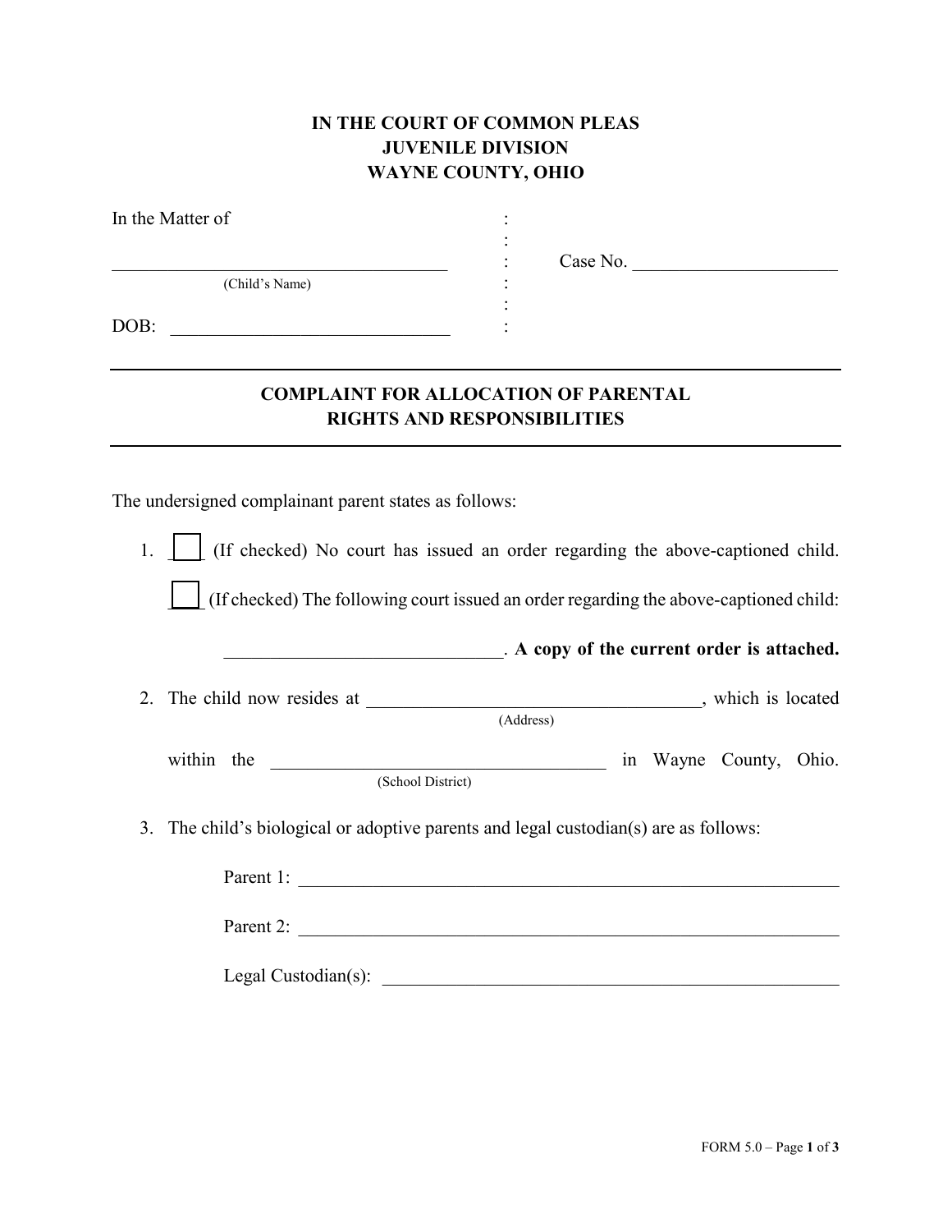**IN THE COURT OF COMMON PLEAS**
**JUVENILE DIVISION**
**WAYNE COUNTY, OHIO**

In the Matter of :
:
____________________________________ : Case No. ______________________
(Child's Name) :
:
DOB: ______________________________ :

---

## COMPLAINT FOR ALLOCATION OF PARENTAL RIGHTS AND RESPONSIBILITIES

---

The undersigned complainant parent states as follows:

1. ☐ (If checked) No court has issued an order regarding the above-captioned child.

   ☐ (If checked) The following court issued an order regarding the above-captioned child:

   ______________________________. **A copy of the current order is attached.**

2. The child now resides at ____________________________________, which is located
   (Address)

   within the ____________________________________ in Wayne County, Ohio.
   (School District)

3. The child's biological or adoptive parents and legal custodian(s) are as follows:

   Parent 1: ____________________________________________________________

   Parent 2: ____________________________________________________________

   Legal Custodian(s): ___________________________________________________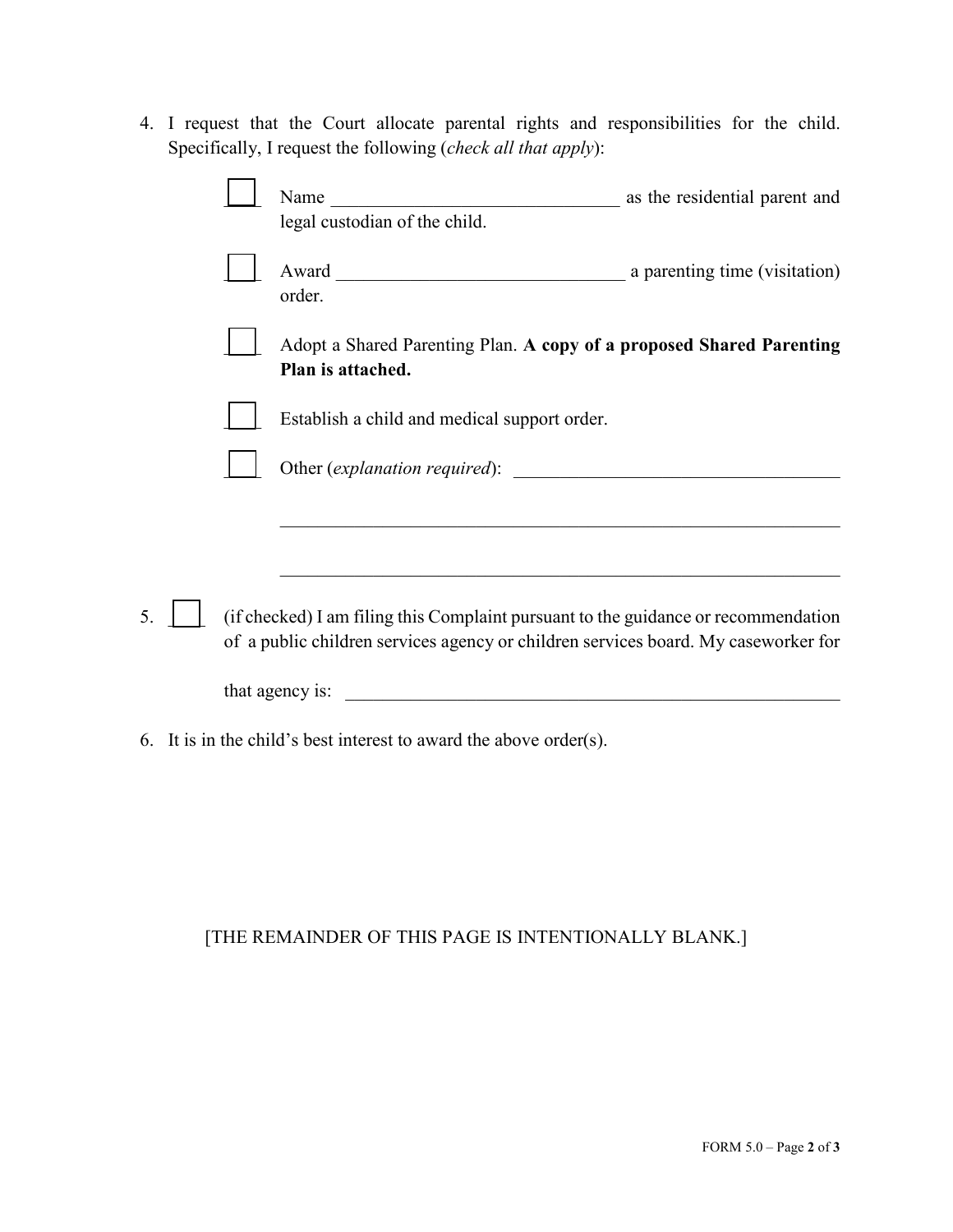4. I request that the Court allocate parental rights and responsibilities for the child. Specifically, I request the following (*check all that apply*):

   ☐ Name ______________________________ as the residential parent and legal custodian of the child.

   ☐ Award ______________________________ a parenting time (visitation) order.

   ☐ Adopt a Shared Parenting Plan. **A copy of a proposed Shared Parenting Plan is attached.**

   ☐ Establish a child and medical support order.

   ☐ Other (*explanation required*): ___________________________________

   ______________________________________________________________

   ______________________________________________________________

5. ☐ (if checked) I am filing this Complaint pursuant to the guidance or recommendation of a public children services agency or children services board. My caseworker for that agency is: ______________________________________________

6. It is in the child's best interest to award the above order(s).

[THE REMAINDER OF THIS PAGE IS INTENTIONALLY BLANK.]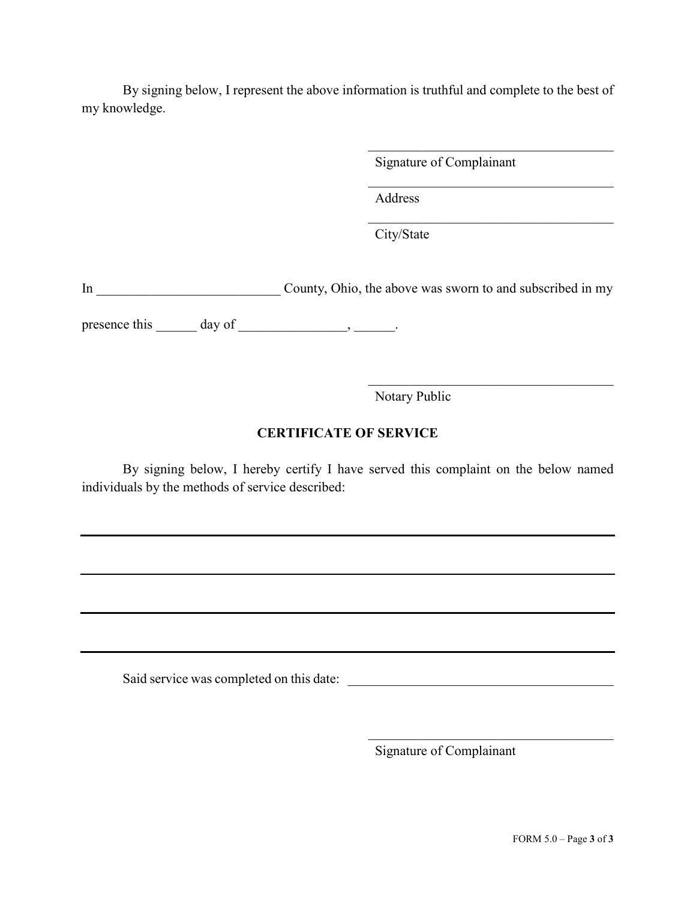By signing below, I represent the above information is truthful and complete to the best of my knowledge.

\_\_\_\_\_\_\_\_\_\_\_\_\_\_\_\_\_\_\_\_\_\_\_\_\_\_\_\_\_\_\_\_\_\_\_\_
Signature of Complainant

\_\_\_\_\_\_\_\_\_\_\_\_\_\_\_\_\_\_\_\_\_\_\_\_\_\_\_\_\_\_\_\_\_\_\_\_
Address

\_\_\_\_\_\_\_\_\_\_\_\_\_\_\_\_\_\_\_\_\_\_\_\_\_\_\_\_\_\_\_\_\_\_\_\_
City/State

In \_\_\_\_\_\_\_\_\_\_\_\_\_\_\_\_\_\_\_\_\_\_\_\_\_\_\_ County, Ohio, the above was sworn to and subscribed in my presence this \_\_\_\_\_\_ day of \_\_\_\_\_\_\_\_\_\_\_\_\_\_\_\_, \_\_\_\_\_\_.

\_\_\_\_\_\_\_\_\_\_\_\_\_\_\_\_\_\_\_\_\_\_\_\_\_\_\_\_\_\_\_\_\_\_\_\_
Notary Public

## CERTIFICATE OF SERVICE

By signing below, I hereby certify I have served this complaint on the below named individuals by the methods of service described:

\_\_\_\_\_\_\_\_\_\_\_\_\_\_\_\_\_\_\_\_\_\_\_\_\_\_\_\_\_\_\_\_\_\_\_\_\_\_\_\_\_\_\_\_\_\_\_\_\_\_\_\_\_\_\_\_\_\_\_\_\_\_\_\_\_\_\_\_\_\_\_\_\_\_\_\_\_\_

\_\_\_\_\_\_\_\_\_\_\_\_\_\_\_\_\_\_\_\_\_\_\_\_\_\_\_\_\_\_\_\_\_\_\_\_\_\_\_\_\_\_\_\_\_\_\_\_\_\_\_\_\_\_\_\_\_\_\_\_\_\_\_\_\_\_\_\_\_\_\_\_\_\_\_\_\_\_

\_\_\_\_\_\_\_\_\_\_\_\_\_\_\_\_\_\_\_\_\_\_\_\_\_\_\_\_\_\_\_\_\_\_\_\_\_\_\_\_\_\_\_\_\_\_\_\_\_\_\_\_\_\_\_\_\_\_\_\_\_\_\_\_\_\_\_\_\_\_\_\_\_\_\_\_\_\_

\_\_\_\_\_\_\_\_\_\_\_\_\_\_\_\_\_\_\_\_\_\_\_\_\_\_\_\_\_\_\_\_\_\_\_\_\_\_\_\_\_\_\_\_\_\_\_\_\_\_\_\_\_\_\_\_\_\_\_\_\_\_\_\_\_\_\_\_\_\_\_\_\_\_\_\_\_\_

Said service was completed on this date: \_\_\_\_\_\_\_\_\_\_\_\_\_\_\_\_\_\_\_\_\_\_\_\_\_\_\_\_\_\_\_\_\_\_\_\_\_\_\_\_

\_\_\_\_\_\_\_\_\_\_\_\_\_\_\_\_\_\_\_\_\_\_\_\_\_\_\_\_\_\_\_\_\_\_\_\_
Signature of Complainant

FORM 5.0